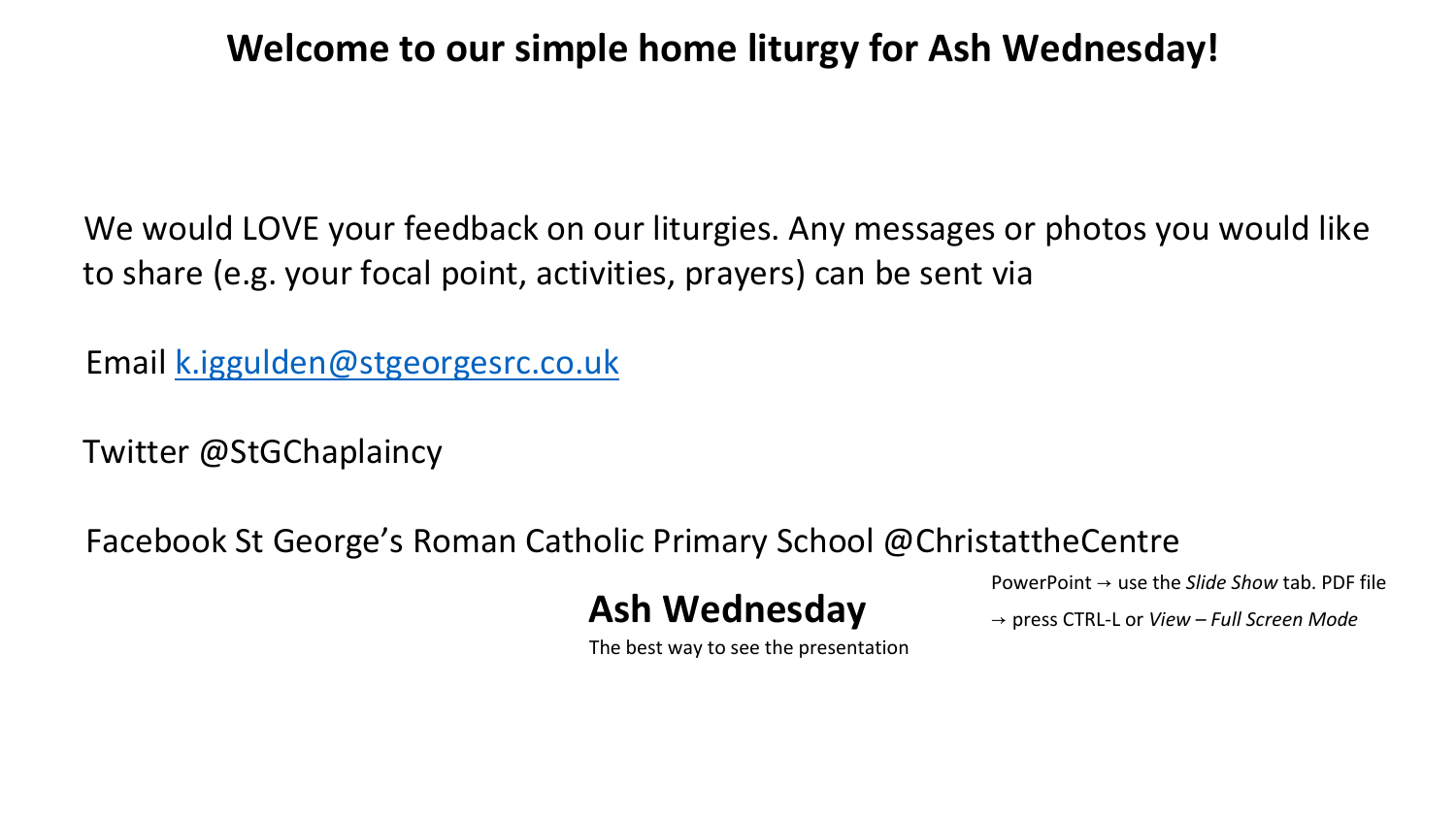# Welcome to our simple home liturgy for Ash Wednesday!

We would LOVE your feedback on our liturgies. Any messages or photos you would like to share (e.g. your focal point, activities, prayers) can be sent via

Email [k.iggulden@stgeorgesrc.co.uk](mailto:k.iggulden@stgeorgesrc.co.uk)

Twitter @StGChaplaincy

Facebook St George's Roman Catholic Primary School @ChristattheCentre

**Ash Wednesday**

The best way to see the presentation

PowerPoint → use the *Slide Show* tab. PDF file → press CTRL-L or *View – Full Screen Mode*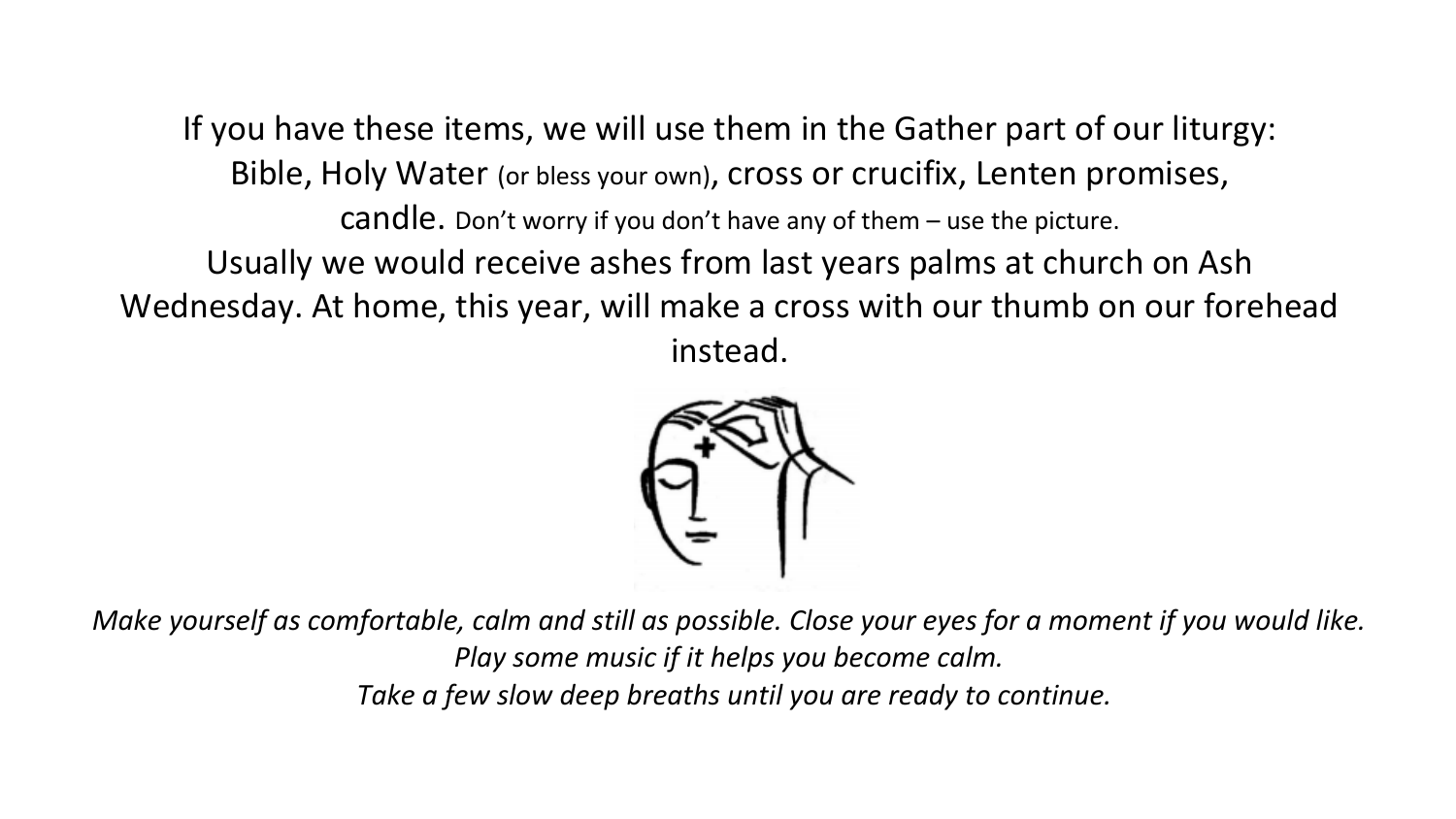If you have these items, we will use them in the Gather part of our liturgy:
Bible, Holy Water (or bless your own), cross or crucifix, Lenten promises, candle. Don't worry if you don't have any of them – use the picture.

Usually we would receive ashes from last years palms at church on Ash Wednesday. At home, this year, will make a cross with our thumb on our forehead instead.

*Make yourself as comfortable, calm and still as possible. Close your eyes for a moment if you would like.*
*Play some music if it helps you become calm.*
*Take a few slow deep breaths until you are ready to continue.*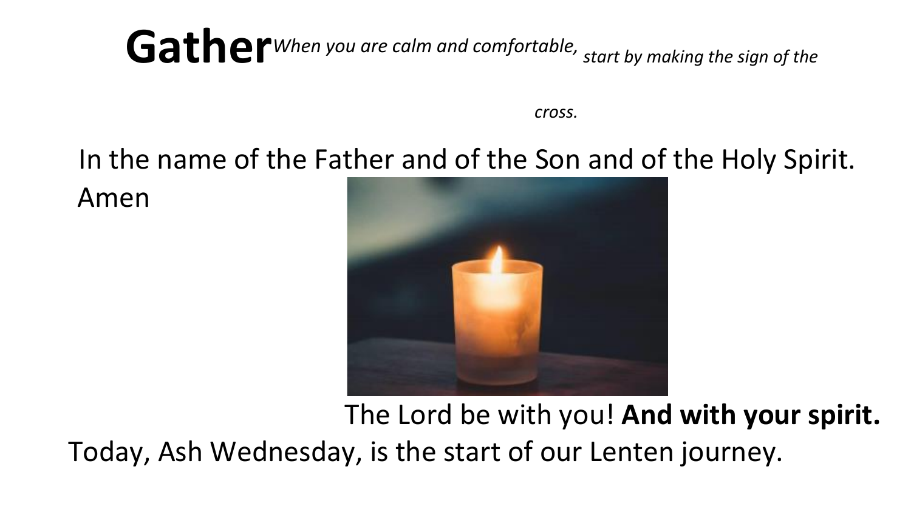# Gather

*When you are calm and comfortable, start by making the sign of the cross.*

In the name of the Father and of the Son and of the Holy Spirit. Amen

The Lord be with you! **And with your spirit.**

Today, Ash Wednesday, is the start of our Lenten journey.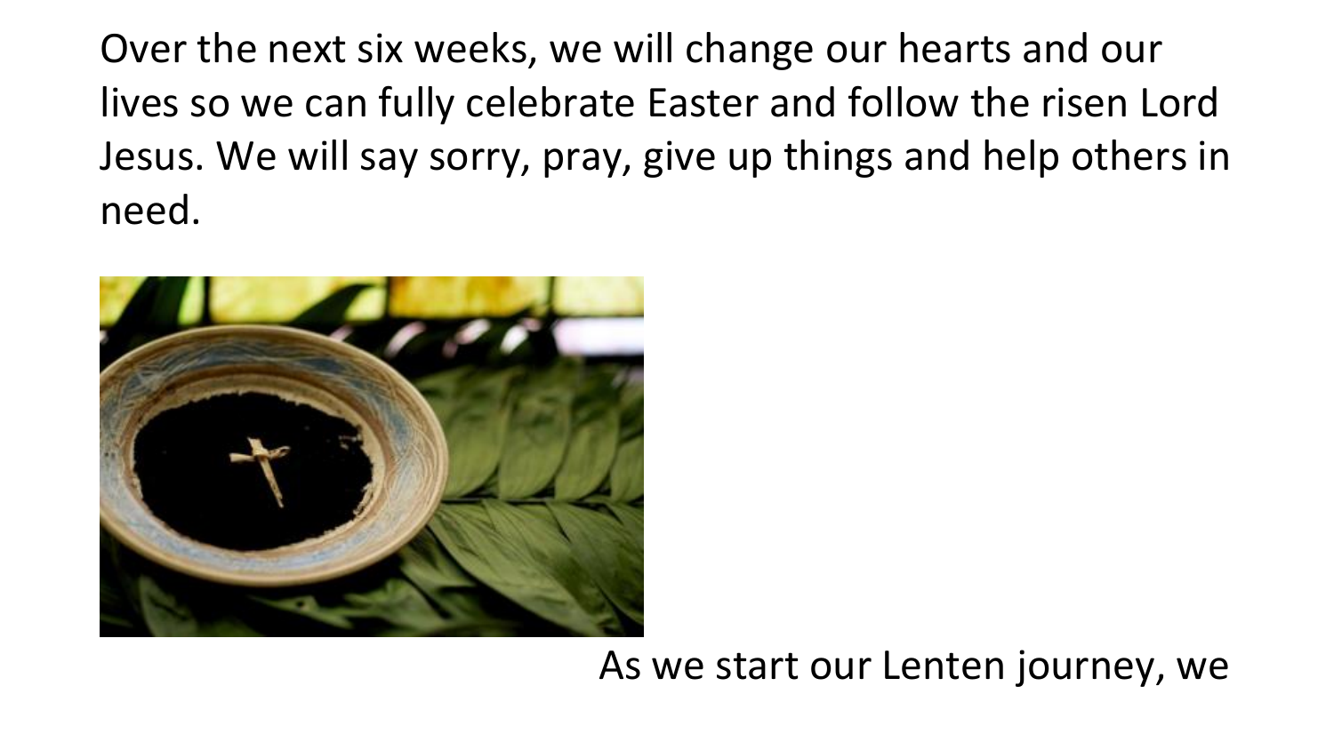Over the next six weeks, we will change our hearts and our lives so we can fully celebrate Easter and follow the risen Lord Jesus. We will say sorry, pray, give up things and help others in need.

As we start our Lenten journey, we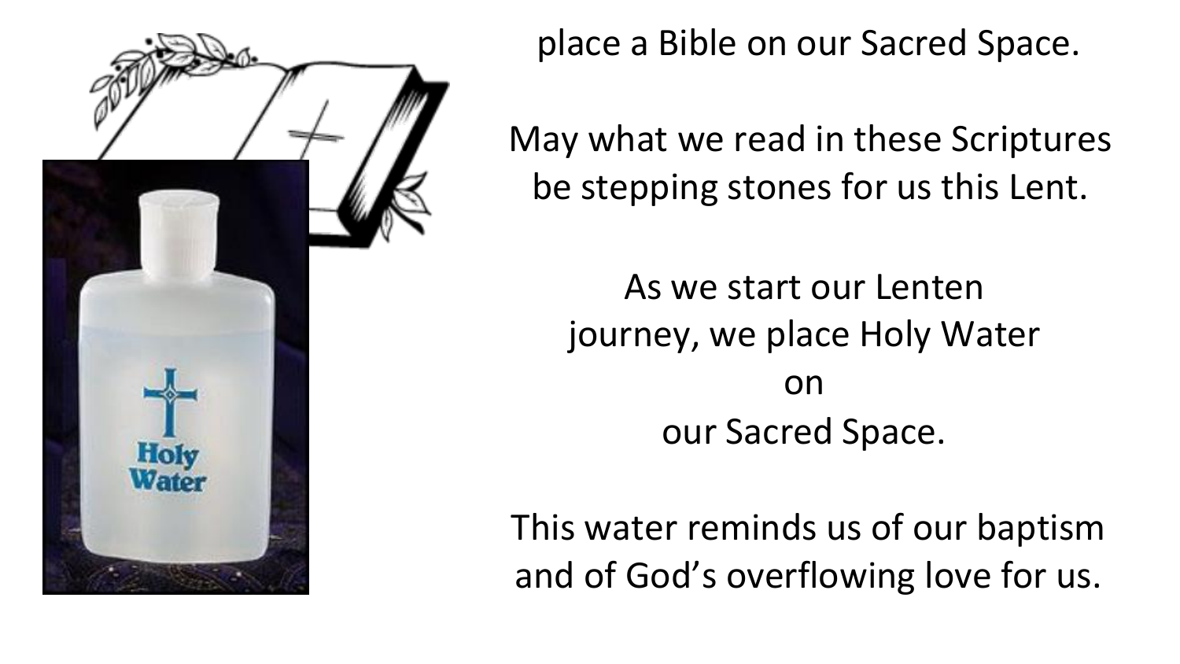place a Bible on our Sacred Space.

May what we read in these Scriptures be stepping stones for us this Lent.

As we start our Lenten journey, we place Holy Water on our Sacred Space.

This water reminds us of our baptism and of God's overflowing love for us.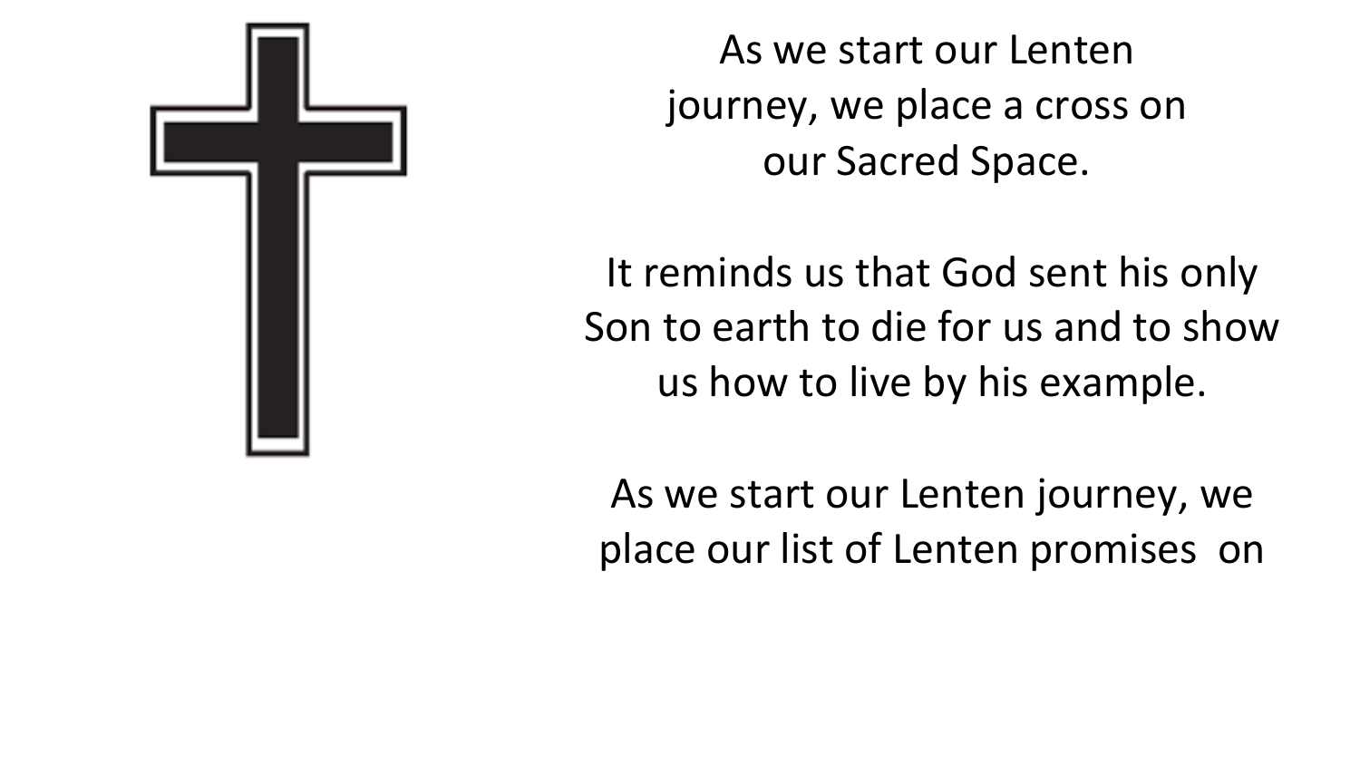As we start our Lenten journey, we place a cross on our Sacred Space.

It reminds us that God sent his only Son to earth to die for us and to show us how to live by his example.

As we start our Lenten journey, we place our list of Lenten promises on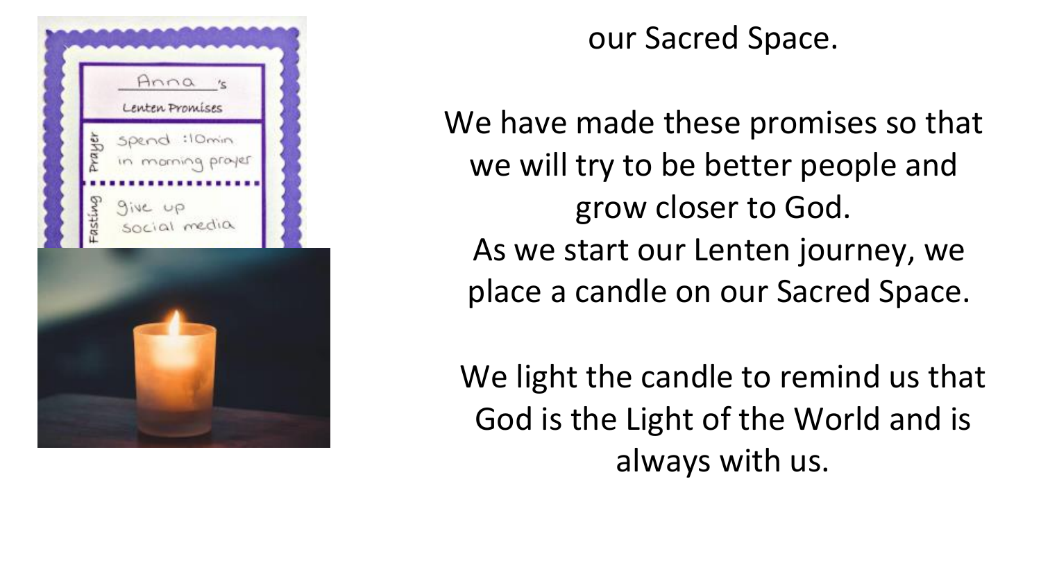our Sacred Space.

We have made these promises so that we will try to be better people and grow closer to God.
As we start our Lenten journey, we place a candle on our Sacred Space.

We light the candle to remind us that God is the Light of the World and is always with us.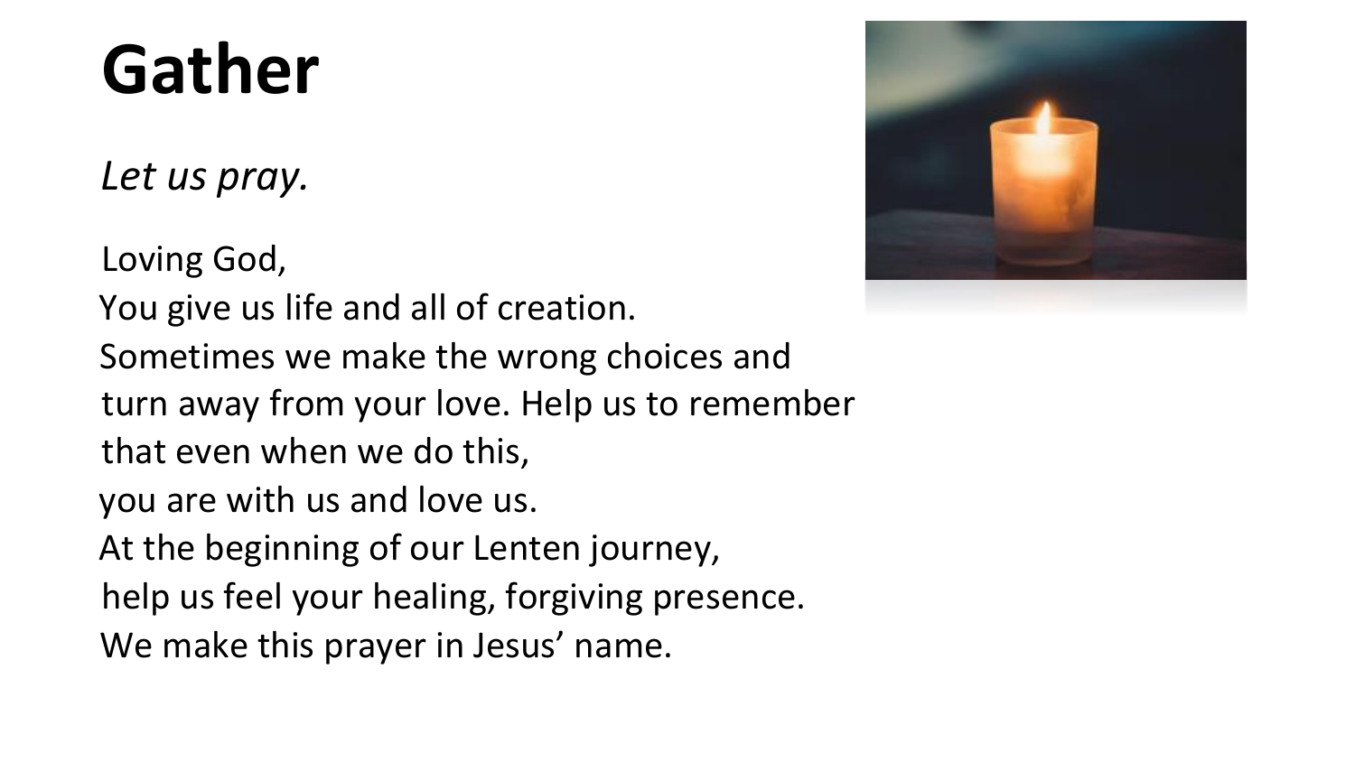# Gather

*Let us pray.*

Loving God,
You give us life and all of creation.
Sometimes we make the wrong choices and turn away from your love. Help us to remember that even when we do this,
you are with us and love us.
At the beginning of our Lenten journey,
help us feel your healing, forgiving presence.
We make this prayer in Jesus' name.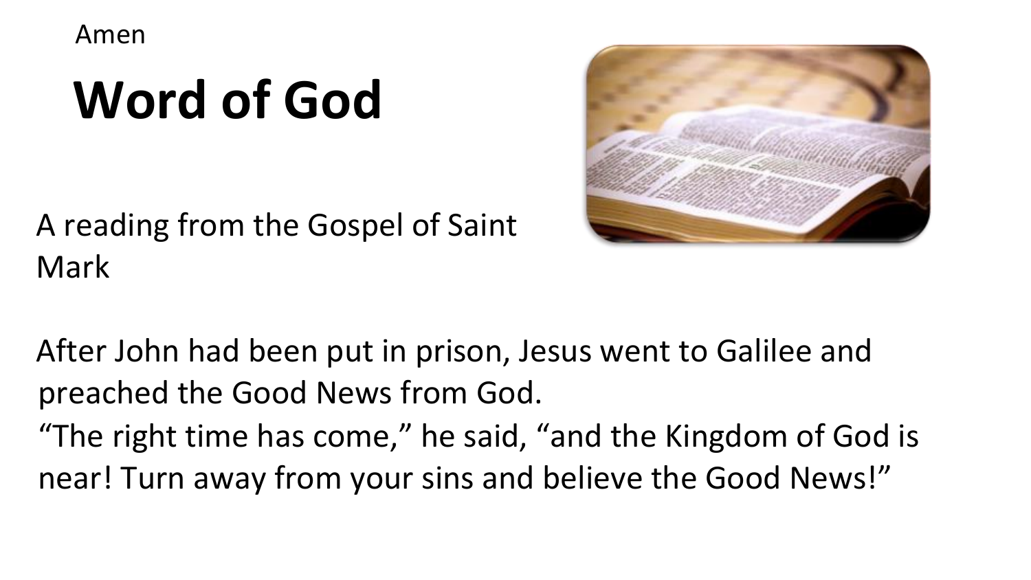Amen

# Word of God

A reading from the Gospel of Saint Mark

After John had been put in prison, Jesus went to Galilee and preached the Good News from God.
"The right time has come," he said, "and the Kingdom of God is near! Turn away from your sins and believe the Good News!"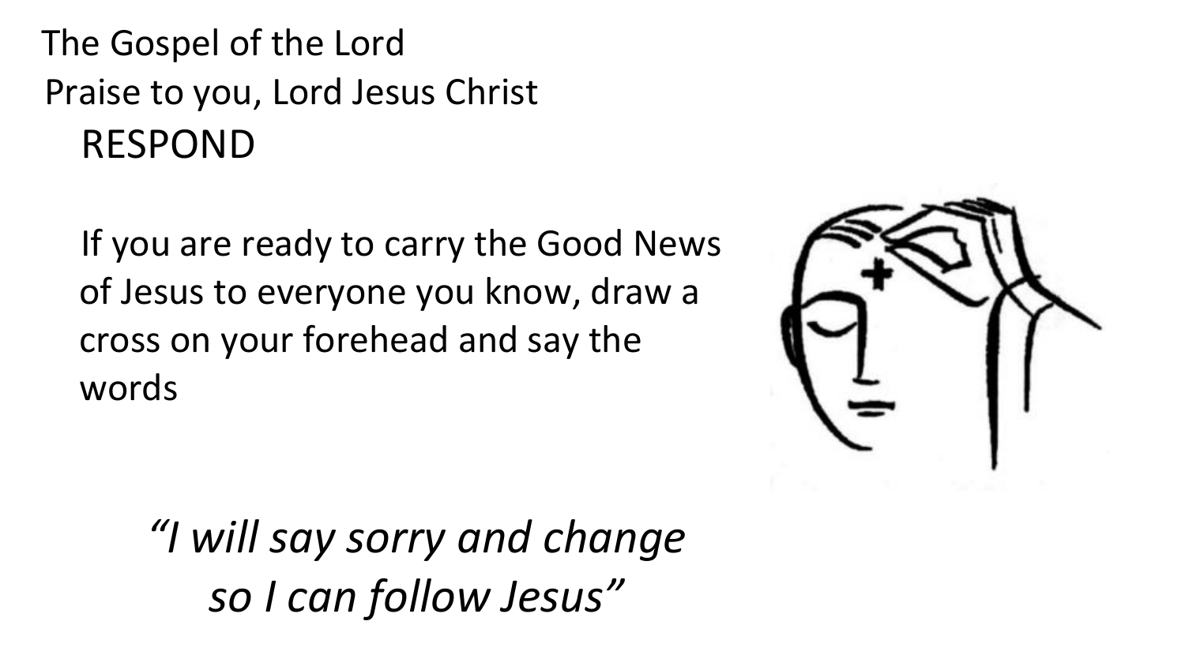The Gospel of the Lord

Praise to you, Lord Jesus Christ

RESPOND

If you are ready to carry the Good News of Jesus to everyone you know, draw a cross on your forehead and say the words

*"I will say sorry and change so I can follow Jesus"*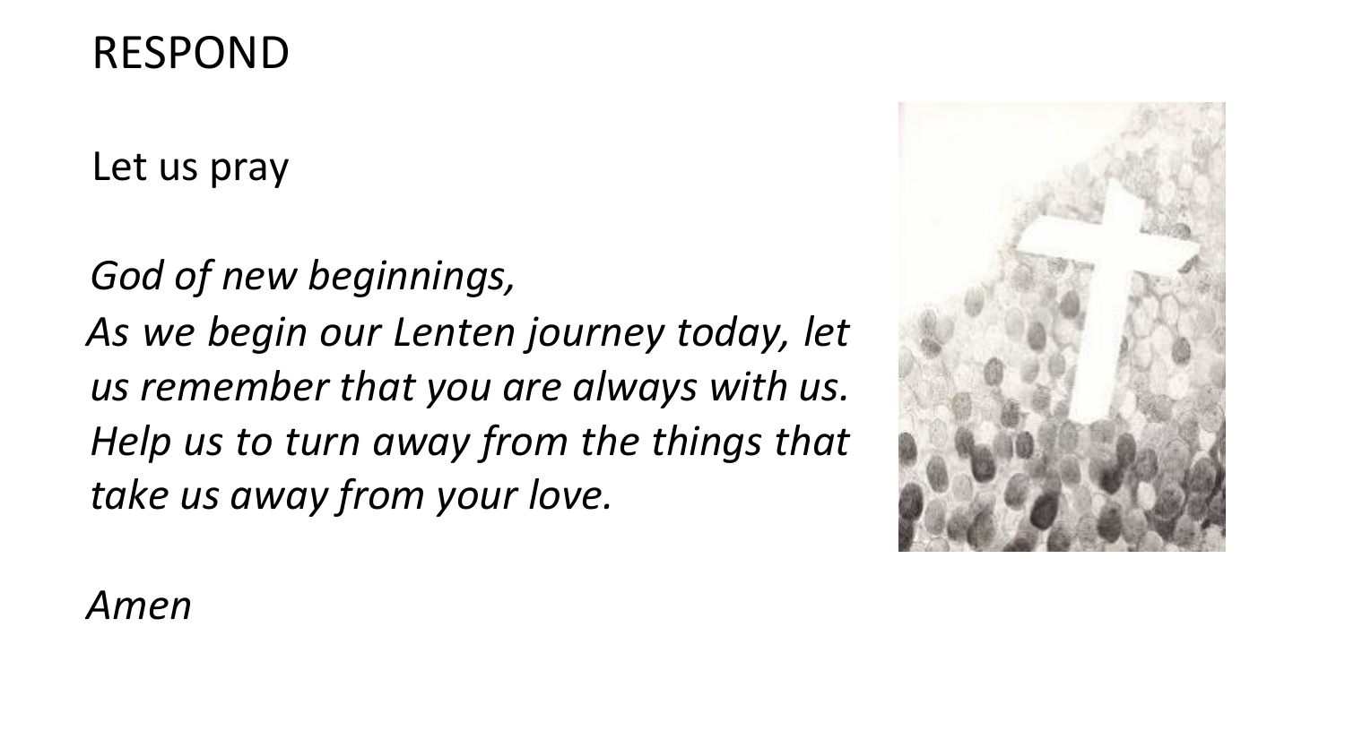# RESPOND

Let us pray

*God of new beginnings,*
*As we begin our Lenten journey today, let us remember that you are always with us. Help us to turn away from the things that take us away from your love.*

*Amen*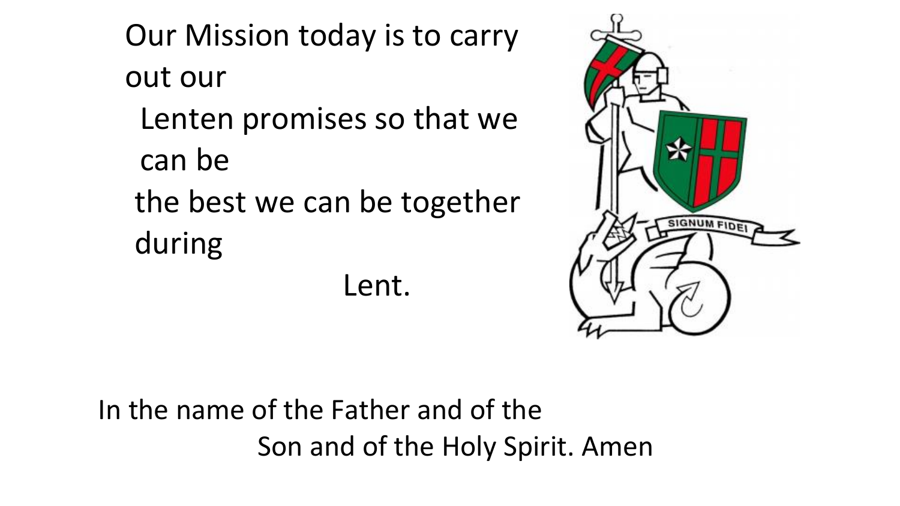Our Mission today is to carry out our Lenten promises so that we can be the best we can be together during Lent.

In the name of the Father and of the Son and of the Holy Spirit. Amen